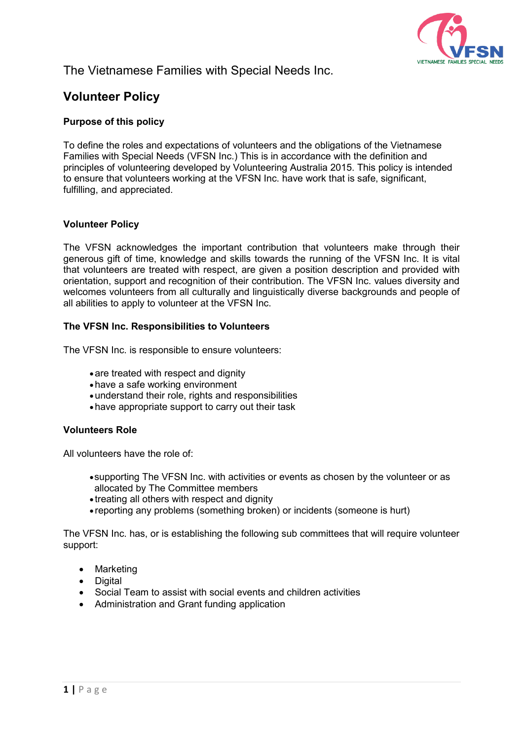The Vietnamese Families with Special Needs Inc.

# Volunteer Policy

### Purpose of this policy

To define the roles and expectations of volunteers and the obligations of the Vietnamese Families with Special Needs (VFSN Inc.) This is in accordance with the definition and principles of volunteering developed by Volunteering Australia 2015. This policy is intended to ensure that volunteers working at the VFSN Inc. have work that is safe, significant, fulfilling, and appreciated.

### Volunteer Policy

The VFSN acknowledges the important contribution that volunteers make through their generous gift of time, knowledge and skills towards the running of the VFSN Inc. It is vital that volunteers are treated with respect, are given a position description and provided with orientation, support and recognition of their contribution. The VFSN Inc. values diversity and welcomes volunteers from all culturally and linguistically diverse backgrounds and people of all abilities to apply to volunteer at the VFSN Inc.

### The VFSN Inc. Responsibilities to Volunteers

The VFSN Inc. is responsible to ensure volunteers:

- are treated with respect and dignity
- have a safe working environment
- understand their role, rights and responsibilities
- have appropriate support to carry out their task

### Volunteers Role

All volunteers have the role of:

- supporting The VFSN Inc. with activities or events as chosen by the volunteer or as allocated by The Committee members
- treating all others with respect and dignity
- reporting any problems (something broken) or incidents (someone is hurt)

The VFSN Inc. has, or is establishing the following sub committees that will require volunteer support:

- Marketing
- Digital
- Social Team to assist with social events and children activities
- Administration and Grant funding application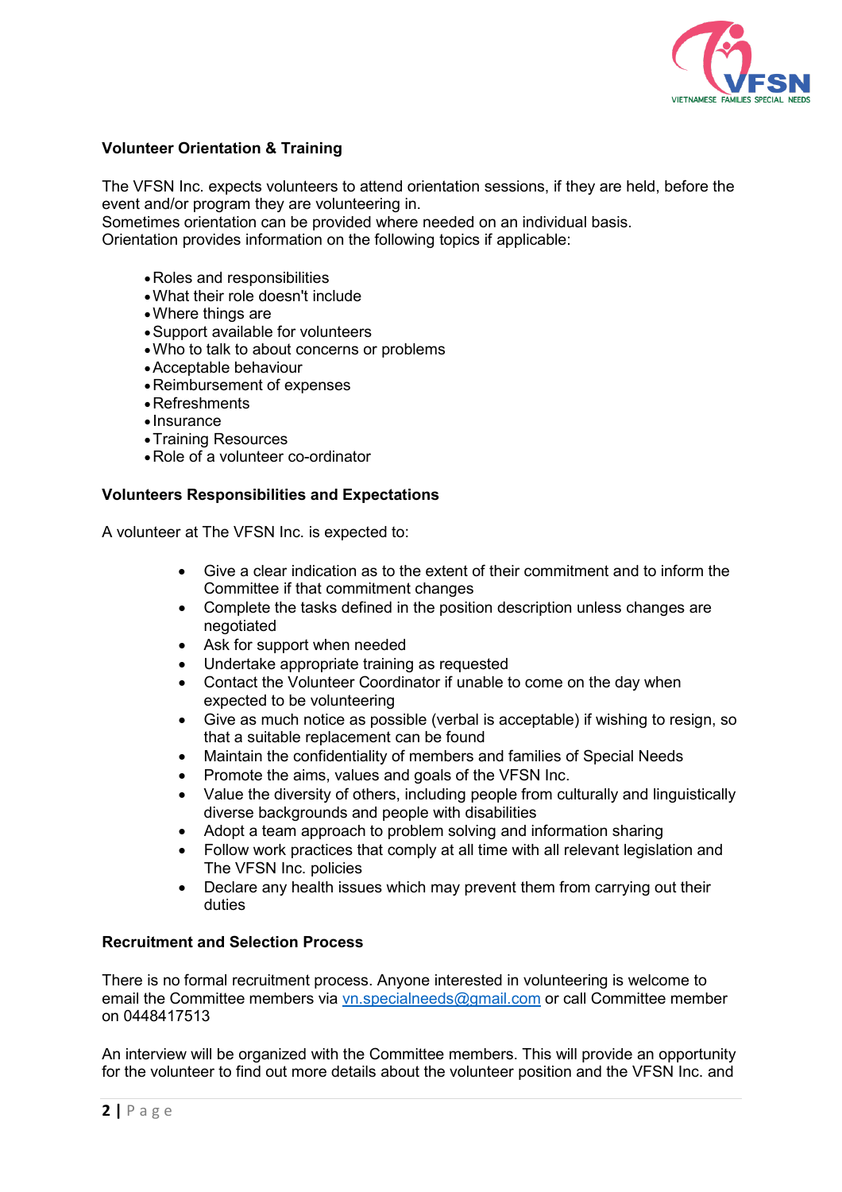## Volunteer Orientation & Training

The VFSN Inc. expects volunteers to attend orientation sessions, if they are held, before the event and/or program they are volunteering in.
Sometimes orientation can be provided where needed on an individual basis.
Orientation provides information on the following topics if applicable:

- Roles and responsibilities
- What their role doesn't include
- Where things are
- Support available for volunteers
- Who to talk to about concerns or problems
- Acceptable behaviour
- Reimbursement of expenses
- Refreshments
- Insurance
- Training Resources
- Role of a volunteer co-ordinator

## Volunteers Responsibilities and Expectations

A volunteer at The VFSN Inc. is expected to:

- Give a clear indication as to the extent of their commitment and to inform the Committee if that commitment changes
- Complete the tasks defined in the position description unless changes are negotiated
- Ask for support when needed
- Undertake appropriate training as requested
- Contact the Volunteer Coordinator if unable to come on the day when expected to be volunteering
- Give as much notice as possible (verbal is acceptable) if wishing to resign, so that a suitable replacement can be found
- Maintain the confidentiality of members and families of Special Needs
- Promote the aims, values and goals of the VFSN Inc.
- Value the diversity of others, including people from culturally and linguistically diverse backgrounds and people with disabilities
- Adopt a team approach to problem solving and information sharing
- Follow work practices that comply at all time with all relevant legislation and The VFSN Inc. policies
- Declare any health issues which may prevent them from carrying out their duties

## Recruitment and Selection Process

There is no formal recruitment process. Anyone interested in volunteering is welcome to email the Committee members via vn.specialneeds@gmail.com or call Committee member on 0448417513

An interview will be organized with the Committee members. This will provide an opportunity for the volunteer to find out more details about the volunteer position and the VFSN Inc. and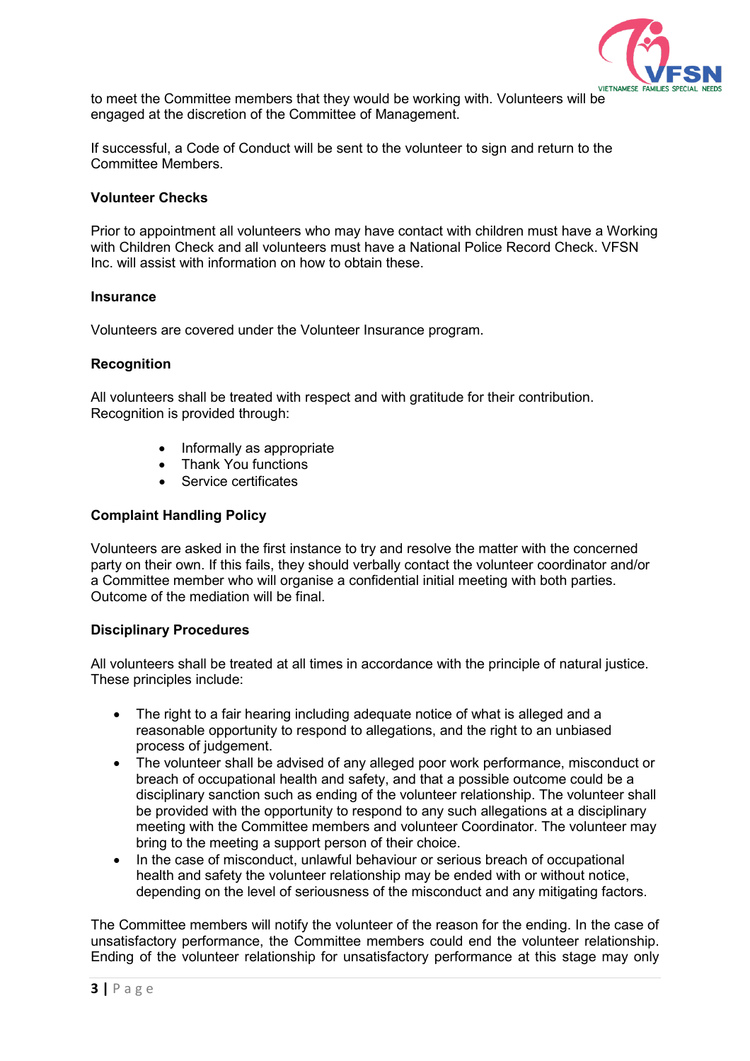to meet the Committee members that they would be working with. Volunteers will be engaged at the discretion of the Committee of Management.

If successful, a Code of Conduct will be sent to the volunteer to sign and return to the Committee Members.

**Volunteer Checks**

Prior to appointment all volunteers who may have contact with children must have a Working with Children Check and all volunteers must have a National Police Record Check. VFSN Inc. will assist with information on how to obtain these.

**Insurance**

Volunteers are covered under the Volunteer Insurance program.

**Recognition**

All volunteers shall be treated with respect and with gratitude for their contribution. Recognition is provided through:

- Informally as appropriate
- Thank You functions
- Service certificates

**Complaint Handling Policy**

Volunteers are asked in the first instance to try and resolve the matter with the concerned party on their own. If this fails, they should verbally contact the volunteer coordinator and/or a Committee member who will organise a confidential initial meeting with both parties. Outcome of the mediation will be final.

**Disciplinary Procedures**

All volunteers shall be treated at all times in accordance with the principle of natural justice. These principles include:

- The right to a fair hearing including adequate notice of what is alleged and a reasonable opportunity to respond to allegations, and the right to an unbiased process of judgement.
- The volunteer shall be advised of any alleged poor work performance, misconduct or breach of occupational health and safety, and that a possible outcome could be a disciplinary sanction such as ending of the volunteer relationship. The volunteer shall be provided with the opportunity to respond to any such allegations at a disciplinary meeting with the Committee members and volunteer Coordinator. The volunteer may bring to the meeting a support person of their choice.
- In the case of misconduct, unlawful behaviour or serious breach of occupational health and safety the volunteer relationship may be ended with or without notice, depending on the level of seriousness of the misconduct and any mitigating factors.

The Committee members will notify the volunteer of the reason for the ending. In the case of unsatisfactory performance, the Committee members could end the volunteer relationship. Ending of the volunteer relationship for unsatisfactory performance at this stage may only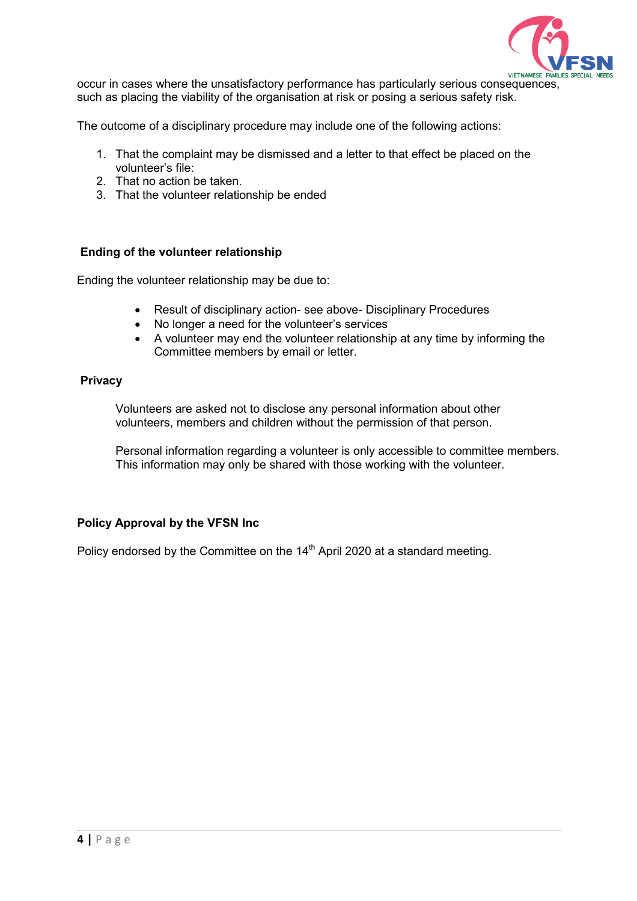occur in cases where the unsatisfactory performance has particularly serious consequences, such as placing the viability of the organisation at risk or posing a serious safety risk.

The outcome of a disciplinary procedure may include one of the following actions:

1. That the complaint may be dismissed and a letter to that effect be placed on the volunteer's file:
2. That no action be taken.
3. That the volunteer relationship be ended

**Ending of the volunteer relationship**

Ending the volunteer relationship may be due to:

- Result of disciplinary action- see above- Disciplinary Procedures
- No longer a need for the volunteer's services
- A volunteer may end the volunteer relationship at any time by informing the Committee members by email or letter.

**Privacy**

Volunteers are asked not to disclose any personal information about other volunteers, members and children without the permission of that person.

Personal information regarding a volunteer is only accessible to committee members. This information may only be shared with those working with the volunteer.

**Policy Approval by the VFSN Inc**

Policy endorsed by the Committee on the 14th April 2020 at a standard meeting.